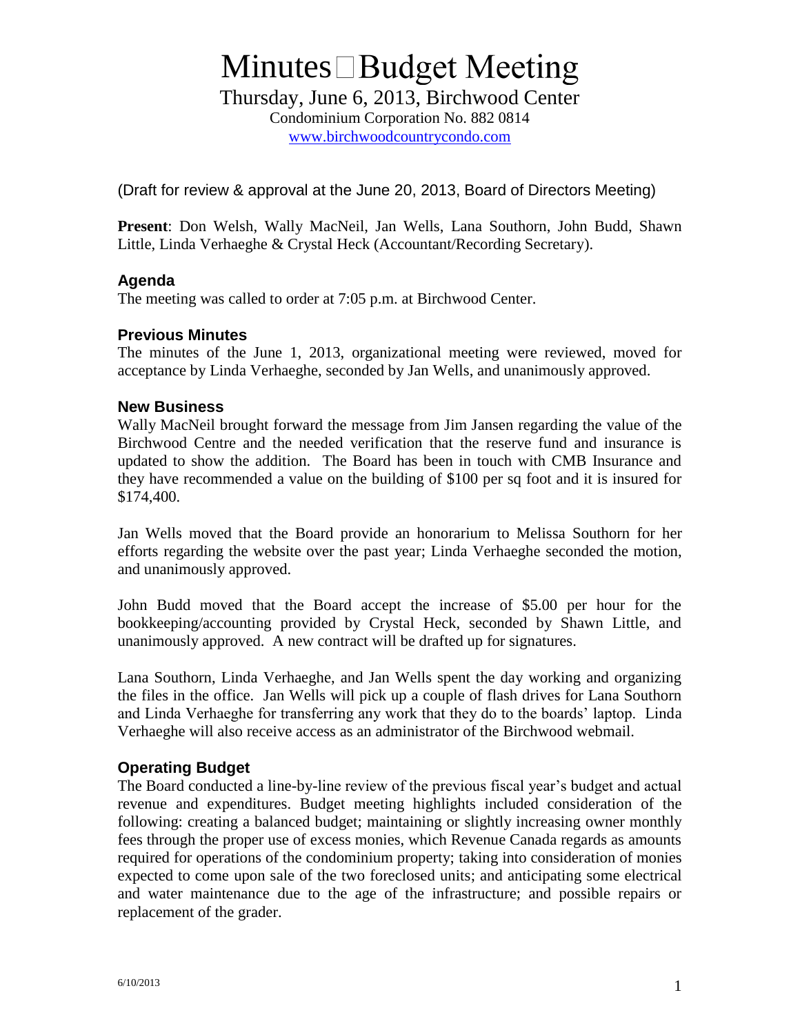# Minutes Budget Meeting

Thursday, June 6, 2013, Birchwood Center

Condominium Corporation No. 882 0814

www.birchwoodcountrycondo.com

(Draft for review & approval at the June 20, 2013, Board of Directors Meeting)

**Present**: Don Welsh, Wally MacNeil, Jan Wells, Lana Southorn, John Budd, Shawn Little, Linda Verhaeghe & Crystal Heck (Accountant/Recording Secretary).

### Agenda

The meeting was called to order at 7:05 p.m. at Birchwood Center.

### Previous Minutes

The minutes of the June 1, 2013, organizational meeting were reviewed, moved for acceptance by Linda Verhaeghe, seconded by Jan Wells, and unanimously approved.

### New Business

Wally MacNeil brought forward the message from Jim Jansen regarding the value of the Birchwood Centre and the needed verification that the reserve fund and insurance is updated to show the addition. The Board has been in touch with CMB Insurance and they have recommended a value on the building of $100 per sq foot and it is insured for $174,400.

Jan Wells moved that the Board provide an honorarium to Melissa Southorn for her efforts regarding the website over the past year; Linda Verhaeghe seconded the motion, and unanimously approved.

John Budd moved that the Board accept the increase of $5.00 per hour for the bookkeeping/accounting provided by Crystal Heck, seconded by Shawn Little, and unanimously approved. A new contract will be drafted up for signatures.

Lana Southorn, Linda Verhaeghe, and Jan Wells spent the day working and organizing the files in the office. Jan Wells will pick up a couple of flash drives for Lana Southorn and Linda Verhaeghe for transferring any work that they do to the boards' laptop. Linda Verhaeghe will also receive access as an administrator of the Birchwood webmail.

### Operating Budget

The Board conducted a line-by-line review of the previous fiscal year's budget and actual revenue and expenditures. Budget meeting highlights included consideration of the following: creating a balanced budget; maintaining or slightly increasing owner monthly fees through the proper use of excess monies, which Revenue Canada regards as amounts required for operations of the condominium property; taking into consideration of monies expected to come upon sale of the two foreclosed units; and anticipating some electrical and water maintenance due to the age of the infrastructure; and possible repairs or replacement of the grader.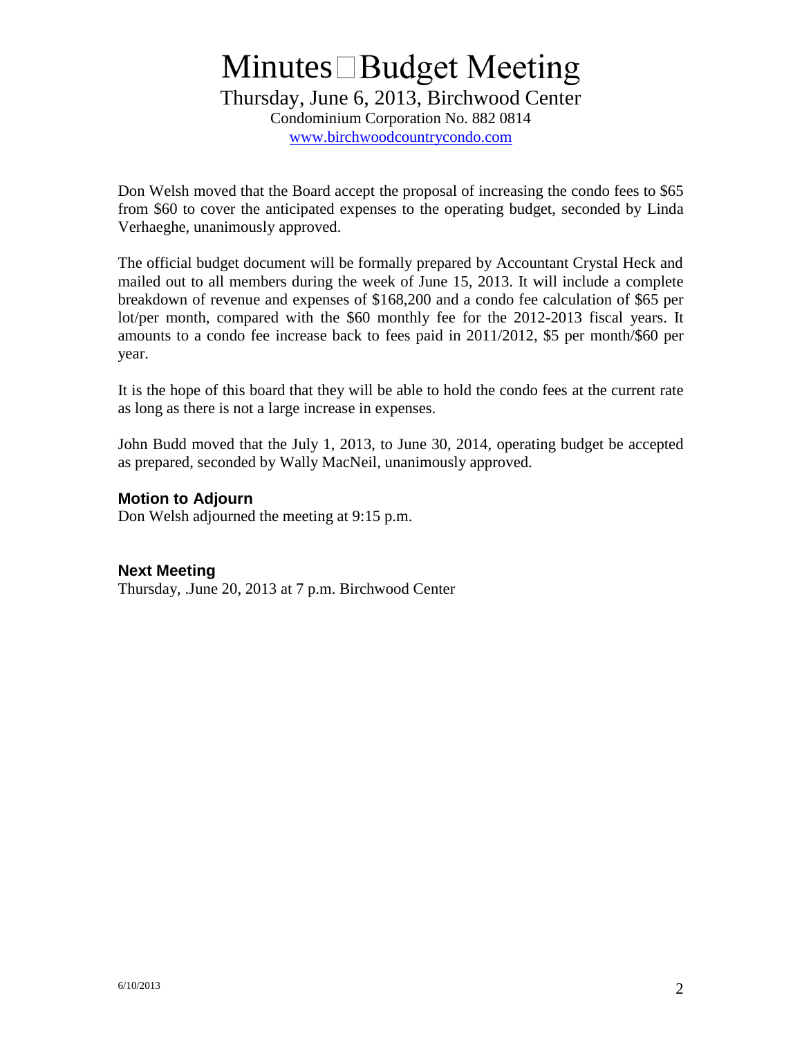# Minutes Budget Meeting

Thursday, June 6, 2013, Birchwood Center

Condominium Corporation No. 882 0814

www.birchwoodcountrycondo.com

Don Welsh moved that the Board accept the proposal of increasing the condo fees to $65 from $60 to cover the anticipated expenses to the operating budget, seconded by Linda Verhaeghe, unanimously approved.

The official budget document will be formally prepared by Accountant Crystal Heck and mailed out to all members during the week of June 15, 2013. It will include a complete breakdown of revenue and expenses of $168,200 and a condo fee calculation of $65 per lot/per month, compared with the $60 monthly fee for the 2012-2013 fiscal years. It amounts to a condo fee increase back to fees paid in 2011/2012, $5 per month/$60 per year.

It is the hope of this board that they will be able to hold the condo fees at the current rate as long as there is not a large increase in expenses.

John Budd moved that the July 1, 2013, to June 30, 2014, operating budget be accepted as prepared, seconded by Wally MacNeil, unanimously approved.

### Motion to Adjourn

Don Welsh adjourned the meeting at 9:15 p.m.

### Next Meeting

Thursday, .June 20, 2013 at 7 p.m. Birchwood Center